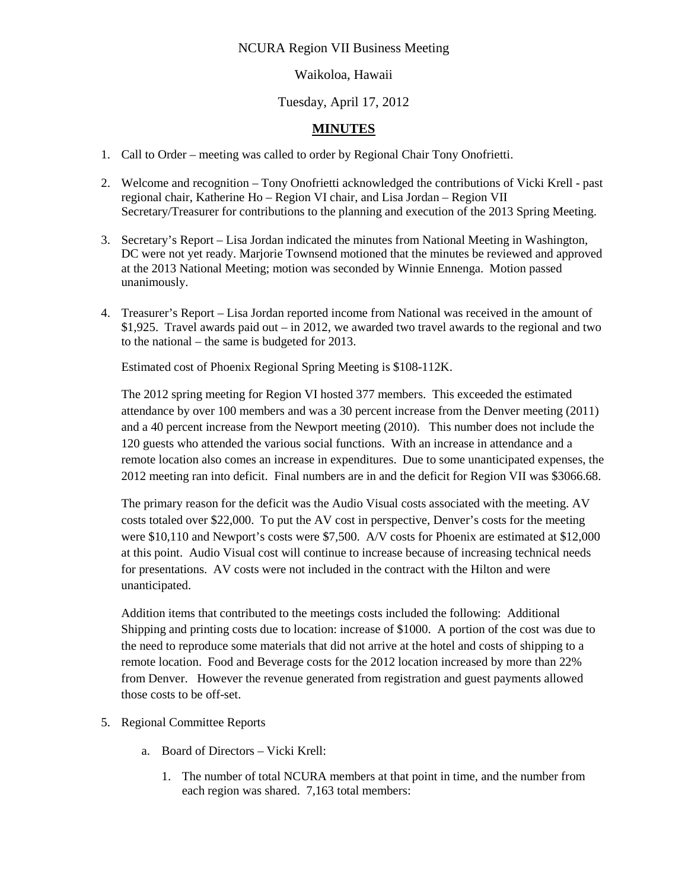NCURA Region VII Business Meeting

Waikoloa, Hawaii

Tuesday, April 17, 2012

## MINUTES

1. Call to Order – meeting was called to order by Regional Chair Tony Onofrietti.

2. Welcome and recognition – Tony Onofrietti acknowledged the contributions of Vicki Krell - past regional chair, Katherine Ho – Region VI chair, and Lisa Jordan – Region VII Secretary/Treasurer for contributions to the planning and execution of the 2013 Spring Meeting.

3. Secretary's Report – Lisa Jordan indicated the minutes from National Meeting in Washington, DC were not yet ready. Marjorie Townsend motioned that the minutes be reviewed and approved at the 2013 National Meeting; motion was seconded by Winnie Ennenga. Motion passed unanimously.

4. Treasurer's Report – Lisa Jordan reported income from National was received in the amount of $1,925. Travel awards paid out – in 2012, we awarded two travel awards to the regional and two to the national – the same is budgeted for 2013.

   Estimated cost of Phoenix Regional Spring Meeting is $108-112K.

   The 2012 spring meeting for Region VI hosted 377 members. This exceeded the estimated attendance by over 100 members and was a 30 percent increase from the Denver meeting (2011) and a 40 percent increase from the Newport meeting (2010). This number does not include the 120 guests who attended the various social functions. With an increase in attendance and a remote location also comes an increase in expenditures. Due to some unanticipated expenses, the 2012 meeting ran into deficit. Final numbers are in and the deficit for Region VII was $3066.68.

   The primary reason for the deficit was the Audio Visual costs associated with the meeting. AV costs totaled over $22,000. To put the AV cost in perspective, Denver's costs for the meeting were $10,110 and Newport's costs were $7,500. A/V costs for Phoenix are estimated at $12,000 at this point. Audio Visual cost will continue to increase because of increasing technical needs for presentations. AV costs were not included in the contract with the Hilton and were unanticipated.

   Addition items that contributed to the meetings costs included the following: Additional Shipping and printing costs due to location: increase of $1000. A portion of the cost was due to the need to reproduce some materials that did not arrive at the hotel and costs of shipping to a remote location. Food and Beverage costs for the 2012 location increased by more than 22% from Denver. However the revenue generated from registration and guest payments allowed those costs to be off-set.

5. Regional Committee Reports

   a. Board of Directors – Vicki Krell:

      1. The number of total NCURA members at that point in time, and the number from each region was shared. 7,163 total members: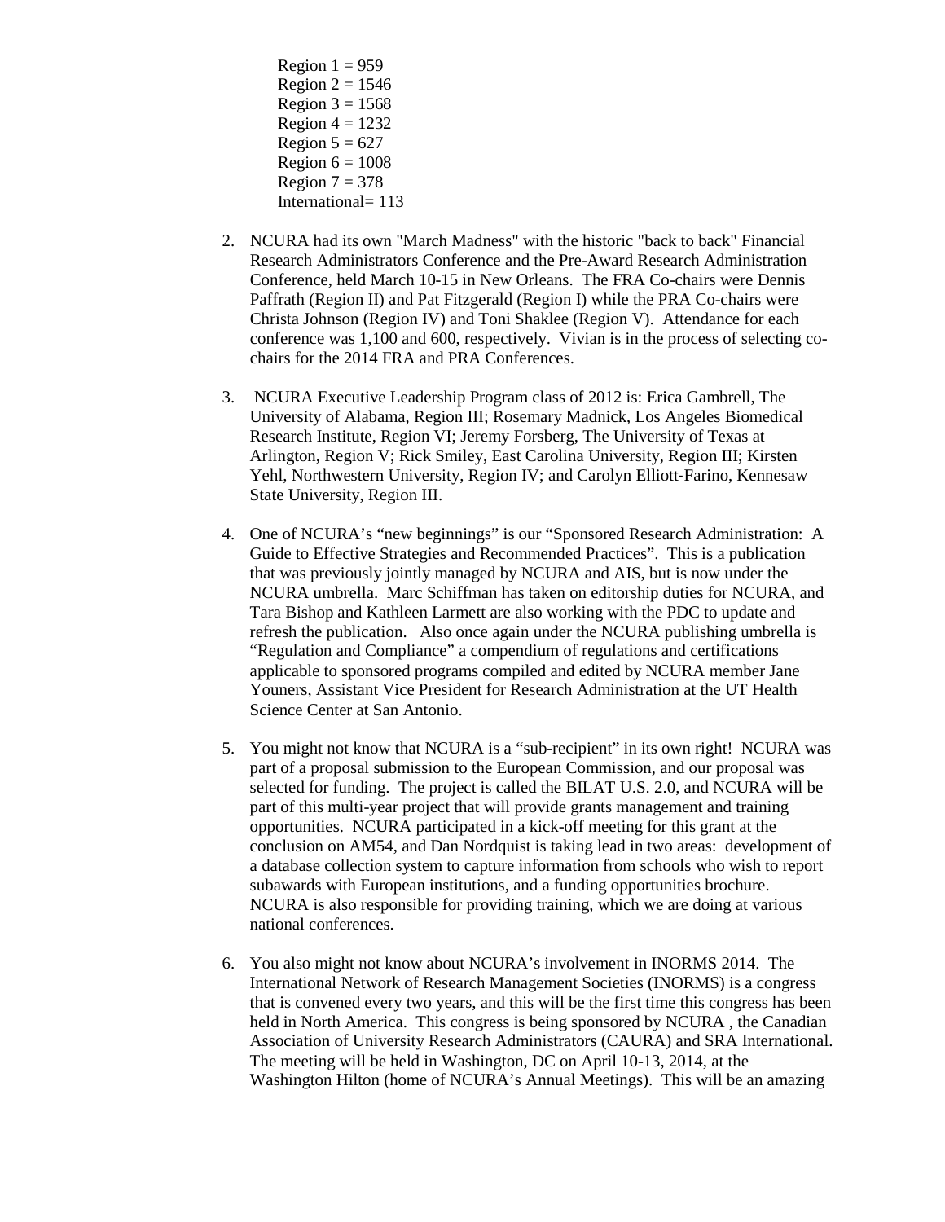Region 1 = 959  
Region 2 = 1546  
Region 3 = 1568  
Region 4 = 1232  
Region 5 = 627  
Region 6 = 1008  
Region 7 = 378  
International= 113

2. NCURA had its own "March Madness" with the historic "back to back" Financial Research Administrators Conference and the Pre-Award Research Administration Conference, held March 10-15 in New Orleans. The FRA Co-chairs were Dennis Paffrath (Region II) and Pat Fitzgerald (Region I) while the PRA Co-chairs were Christa Johnson (Region IV) and Toni Shaklee (Region V). Attendance for each conference was 1,100 and 600, respectively. Vivian is in the process of selecting co-chairs for the 2014 FRA and PRA Conferences.

3. NCURA Executive Leadership Program class of 2012 is: Erica Gambrell, The University of Alabama, Region III; Rosemary Madnick, Los Angeles Biomedical Research Institute, Region VI; Jeremy Forsberg, The University of Texas at Arlington, Region V; Rick Smiley, East Carolina University, Region III; Kirsten Yehl, Northwestern University, Region IV; and Carolyn Elliott-Farino, Kennesaw State University, Region III.

4. One of NCURA's "new beginnings" is our "Sponsored Research Administration: A Guide to Effective Strategies and Recommended Practices". This is a publication that was previously jointly managed by NCURA and AIS, but is now under the NCURA umbrella. Marc Schiffman has taken on editorship duties for NCURA, and Tara Bishop and Kathleen Larmett are also working with the PDC to update and refresh the publication. Also once again under the NCURA publishing umbrella is "Regulation and Compliance" a compendium of regulations and certifications applicable to sponsored programs compiled and edited by NCURA member Jane Youners, Assistant Vice President for Research Administration at the UT Health Science Center at San Antonio.

5. You might not know that NCURA is a "sub-recipient" in its own right! NCURA was part of a proposal submission to the European Commission, and our proposal was selected for funding. The project is called the BILAT U.S. 2.0, and NCURA will be part of this multi-year project that will provide grants management and training opportunities. NCURA participated in a kick-off meeting for this grant at the conclusion on AM54, and Dan Nordquist is taking lead in two areas: development of a database collection system to capture information from schools who wish to report subawards with European institutions, and a funding opportunities brochure. NCURA is also responsible for providing training, which we are doing at various national conferences.

6. You also might not know about NCURA's involvement in INORMS 2014. The International Network of Research Management Societies (INORMS) is a congress that is convened every two years, and this will be the first time this congress has been held in North America. This congress is being sponsored by NCURA , the Canadian Association of University Research Administrators (CAURA) and SRA International. The meeting will be held in Washington, DC on April 10-13, 2014, at the Washington Hilton (home of NCURA's Annual Meetings). This will be an amazing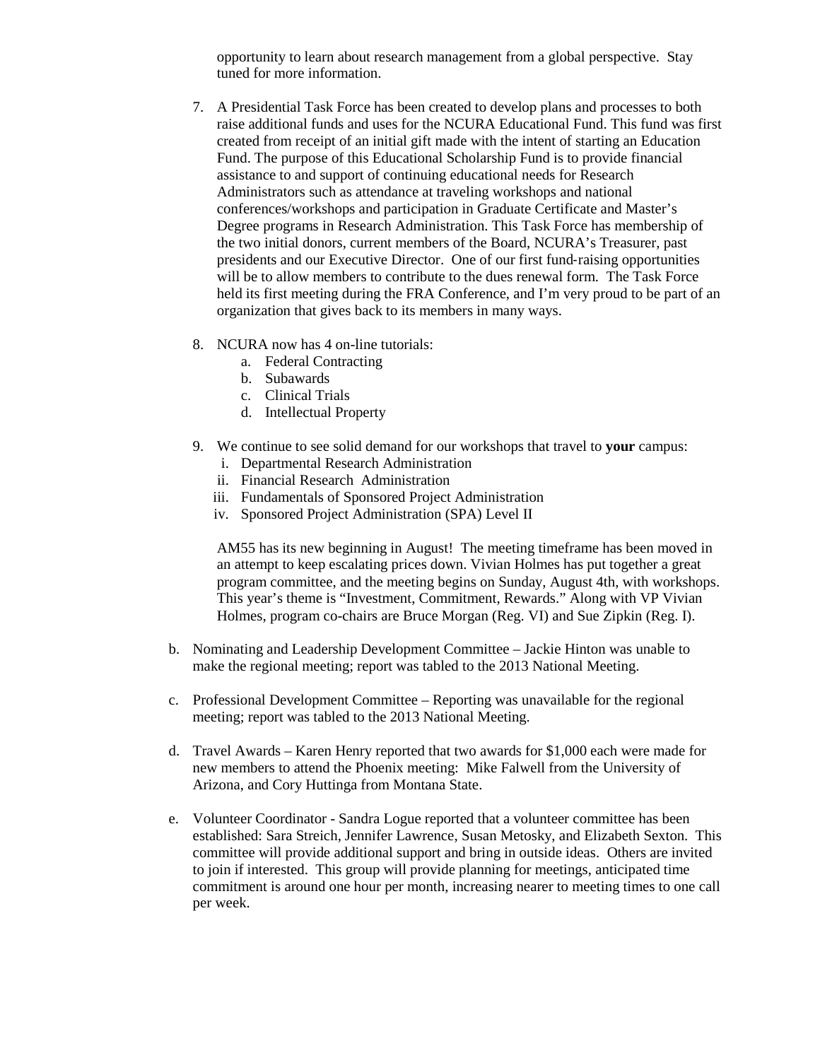opportunity to learn about research management from a global perspective. Stay tuned for more information.

7. A Presidential Task Force has been created to develop plans and processes to both raise additional funds and uses for the NCURA Educational Fund. This fund was first created from receipt of an initial gift made with the intent of starting an Education Fund. The purpose of this Educational Scholarship Fund is to provide financial assistance to and support of continuing educational needs for Research Administrators such as attendance at traveling workshops and national conferences/workshops and participation in Graduate Certificate and Master's Degree programs in Research Administration. This Task Force has membership of the two initial donors, current members of the Board, NCURA's Treasurer, past presidents and our Executive Director. One of our first fund-raising opportunities will be to allow members to contribute to the dues renewal form. The Task Force held its first meeting during the FRA Conference, and I'm very proud to be part of an organization that gives back to its members in many ways.

8. NCURA now has 4 on-line tutorials:
    a. Federal Contracting
    b. Subawards
    c. Clinical Trials
    d. Intellectual Property

9. We continue to see solid demand for our workshops that travel to **your** campus:
    i. Departmental Research Administration
    ii. Financial Research Administration
    iii. Fundamentals of Sponsored Project Administration
    iv. Sponsored Project Administration (SPA) Level II

   AM55 has its new beginning in August! The meeting timeframe has been moved in an attempt to keep escalating prices down. Vivian Holmes has put together a great program committee, and the meeting begins on Sunday, August 4th, with workshops. This year's theme is "Investment, Commitment, Rewards." Along with VP Vivian Holmes, program co-chairs are Bruce Morgan (Reg. VI) and Sue Zipkin (Reg. I).

b. Nominating and Leadership Development Committee – Jackie Hinton was unable to make the regional meeting; report was tabled to the 2013 National Meeting.

c. Professional Development Committee – Reporting was unavailable for the regional meeting; report was tabled to the 2013 National Meeting.

d. Travel Awards – Karen Henry reported that two awards for $1,000 each were made for new members to attend the Phoenix meeting: Mike Falwell from the University of Arizona, and Cory Huttinga from Montana State.

e. Volunteer Coordinator - Sandra Logue reported that a volunteer committee has been established: Sara Streich, Jennifer Lawrence, Susan Metosky, and Elizabeth Sexton. This committee will provide additional support and bring in outside ideas. Others are invited to join if interested. This group will provide planning for meetings, anticipated time commitment is around one hour per month, increasing nearer to meeting times to one call per week.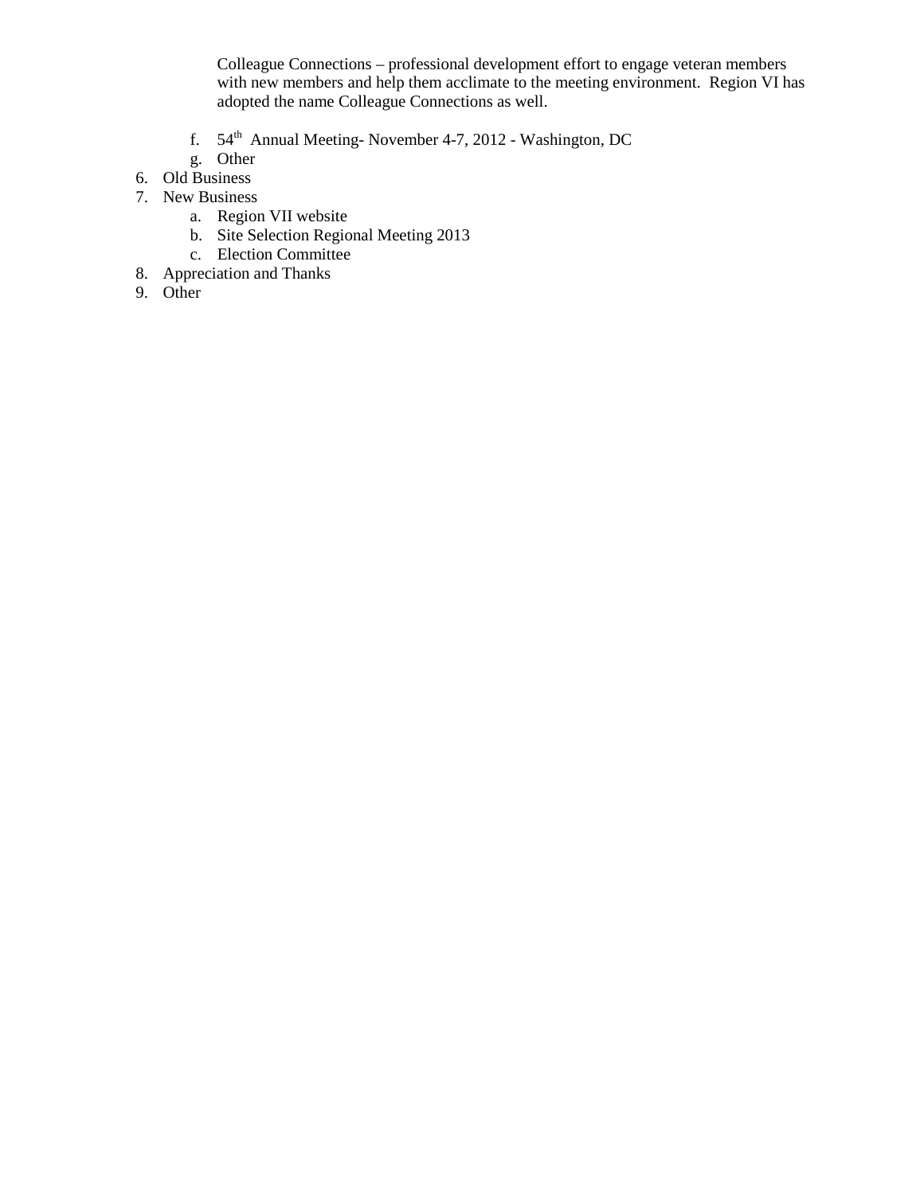Colleague Connections – professional development effort to engage veteran members with new members and help them acclimate to the meeting environment. Region VI has adopted the name Colleague Connections as well.

    f. 54th Annual Meeting- November 4-7, 2012 - Washington, DC
    g. Other

6. Old Business
7. New Business
    a. Region VII website
    b. Site Selection Regional Meeting 2013
    c. Election Committee
8. Appreciation and Thanks
9. Other